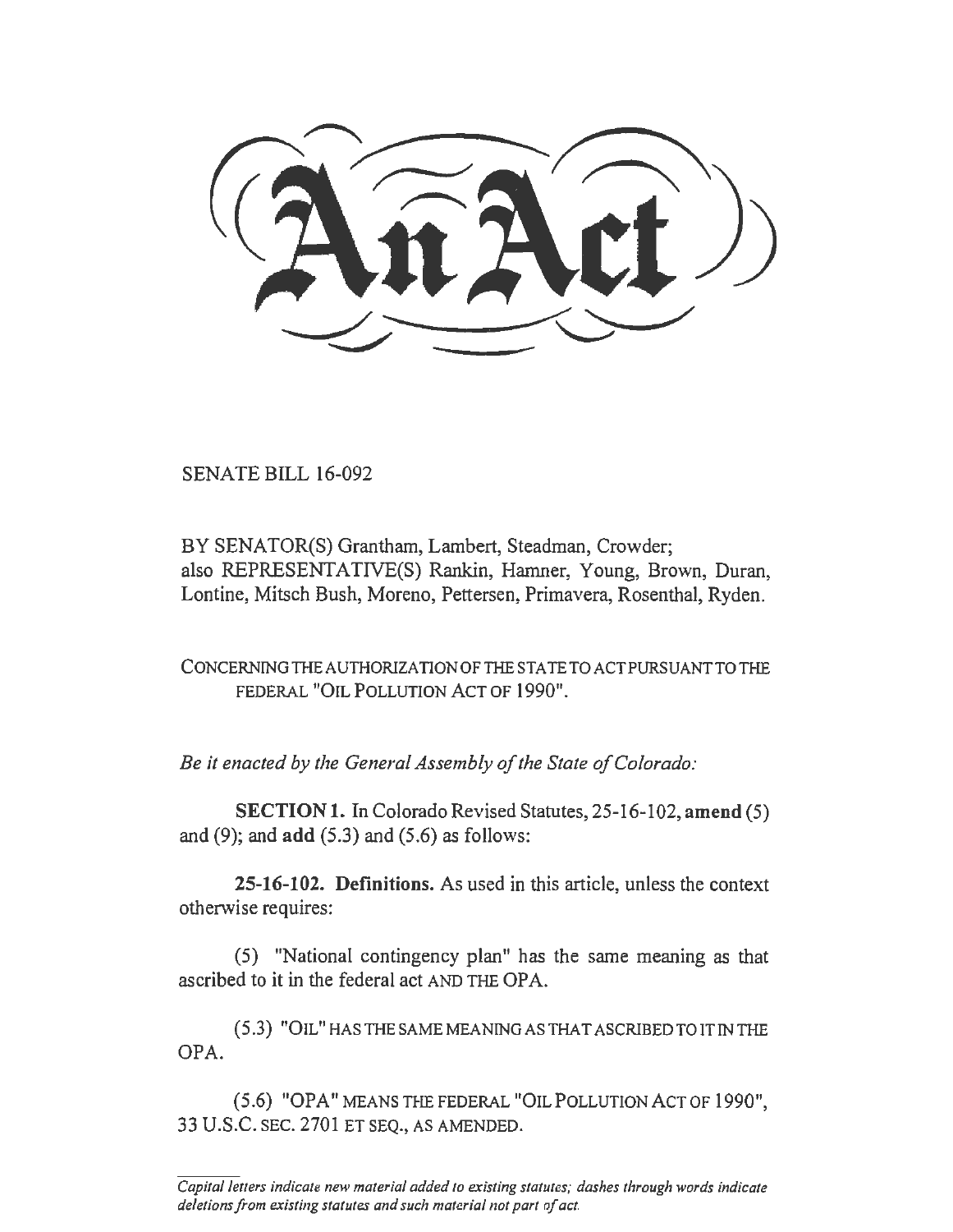# An Act

SENATE BILL 16-092

BY SENATOR(S) Grantham, Lambert, Steadman, Crowder;
also REPRESENTATIVE(S) Rankin, Hamner, Young, Brown, Duran, Lontine, Mitsch Bush, Moreno, Pettersen, Primavera, Rosenthal, Ryden.

CONCERNING THE AUTHORIZATION OF THE STATE TO ACT PURSUANT TO THE FEDERAL "OIL POLLUTION ACT OF 1990".

*Be it enacted by the General Assembly of the State of Colorado:*

**SECTION 1.** In Colorado Revised Statutes, 25-16-102, **amend** (5) and (9); and **add** (5.3) and (5.6) as follows:

**25-16-102. Definitions.** As used in this article, unless the context otherwise requires:

(5) "National contingency plan" has the same meaning as that ascribed to it in the federal act AND THE OPA.

(5.3) "OIL" HAS THE SAME MEANING AS THAT ASCRIBED TO IT IN THE OPA.

(5.6) "OPA" MEANS THE FEDERAL "OIL POLLUTION ACT OF 1990", 33 U.S.C. SEC. 2701 ET SEQ., AS AMENDED.

*Capital letters indicate new material added to existing statutes; dashes through words indicate deletions from existing statutes and such material not part of act.*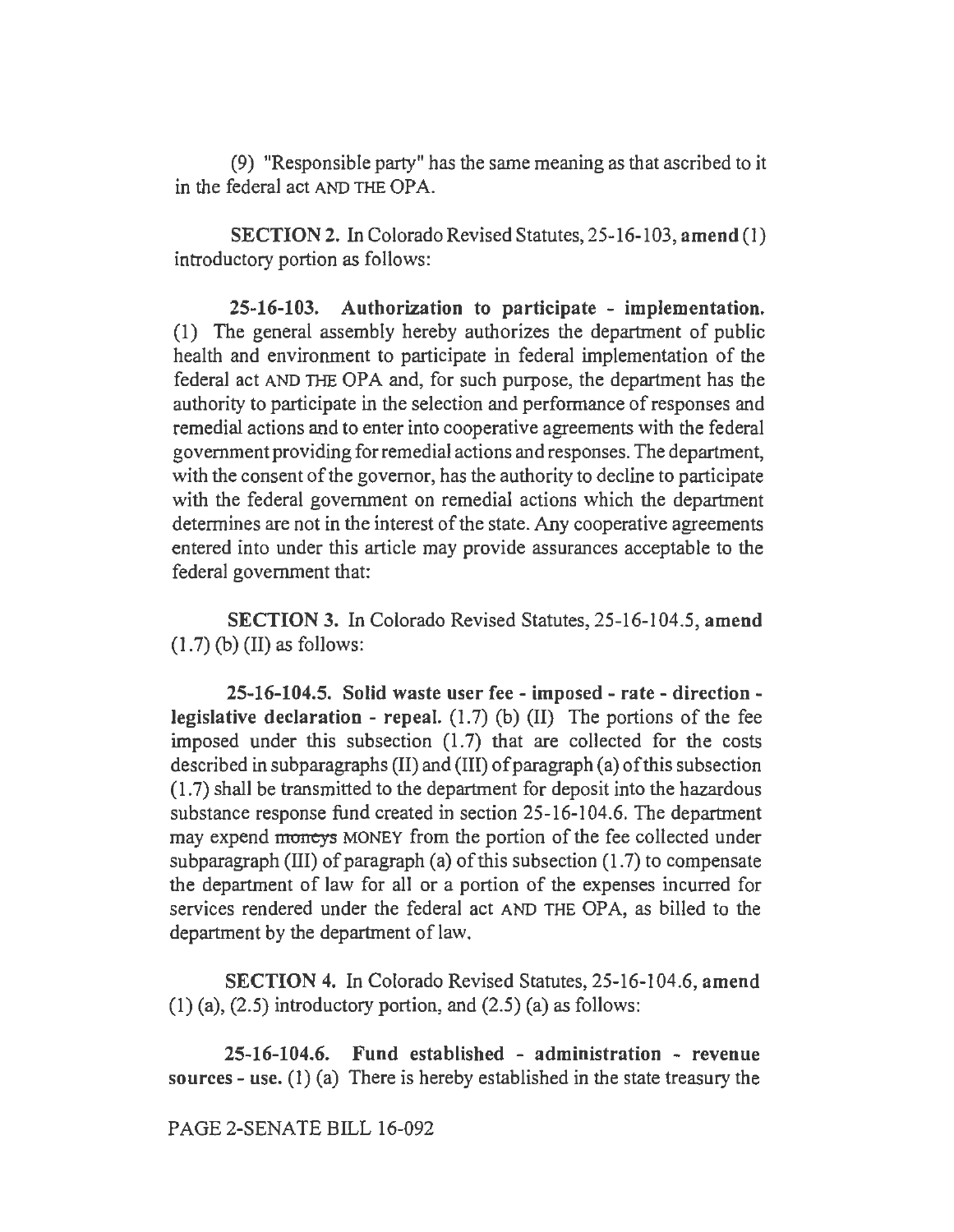(9) "Responsible party" has the same meaning as that ascribed to it in the federal act AND THE OPA.

**SECTION 2.** In Colorado Revised Statutes, 25-16-103, **amend** (1) introductory portion as follows:

**25-16-103. Authorization to participate - implementation.** (1) The general assembly hereby authorizes the department of public health and environment to participate in federal implementation of the federal act AND THE OPA and, for such purpose, the department has the authority to participate in the selection and performance of responses and remedial actions and to enter into cooperative agreements with the federal government providing for remedial actions and responses. The department, with the consent of the governor, has the authority to decline to participate with the federal government on remedial actions which the department determines are not in the interest of the state. Any cooperative agreements entered into under this article may provide assurances acceptable to the federal government that:

**SECTION 3.** In Colorado Revised Statutes, 25-16-104.5, **amend** (1.7) (b) (II) as follows:

**25-16-104.5. Solid waste user fee - imposed - rate - direction - legislative declaration - repeal.** (1.7) (b) (II) The portions of the fee imposed under this subsection (1.7) that are collected for the costs described in subparagraphs (II) and (III) of paragraph (a) of this subsection (1.7) shall be transmitted to the department for deposit into the hazardous substance response fund created in section 25-16-104.6. The department may expend ~~moneys~~ MONEY from the portion of the fee collected under subparagraph (III) of paragraph (a) of this subsection (1.7) to compensate the department of law for all or a portion of the expenses incurred for services rendered under the federal act AND THE OPA, as billed to the department by the department of law.

**SECTION 4.** In Colorado Revised Statutes, 25-16-104.6, **amend** (1) (a), (2.5) introductory portion, and (2.5) (a) as follows:

**25-16-104.6. Fund established - administration - revenue sources - use.** (1) (a) There is hereby established in the state treasury the

PAGE 2-SENATE BILL 16-092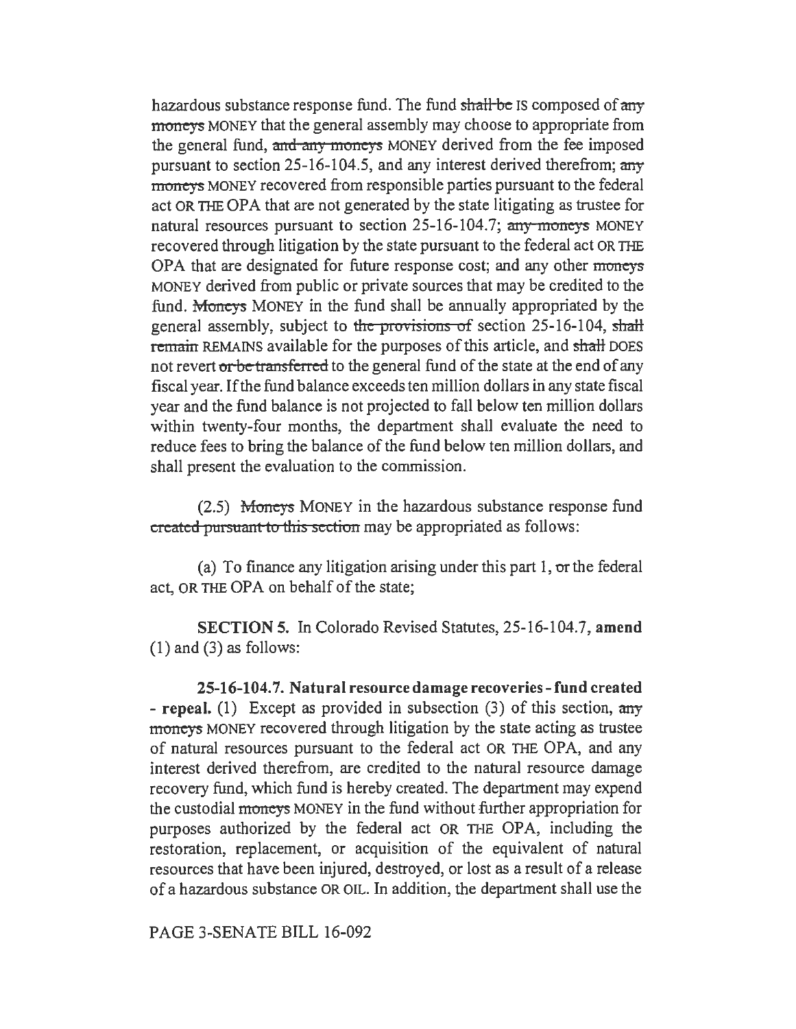hazardous substance response fund. The fund ~~shall be~~ IS composed of ~~any moneys~~ MONEY that the general assembly may choose to appropriate from the general fund, ~~and any moneys~~ MONEY derived from the fee imposed pursuant to section 25-16-104.5, and any interest derived therefrom; ~~any moneys~~ MONEY recovered from responsible parties pursuant to the federal act OR THE OPA that are not generated by the state litigating as trustee for natural resources pursuant to section 25-16-104.7; ~~any moneys~~ MONEY recovered through litigation by the state pursuant to the federal act OR THE OPA that are designated for future response cost; and any other ~~moneys~~ MONEY derived from public or private sources that may be credited to the fund. ~~Moneys~~ MONEY in the fund shall be annually appropriated by the general assembly, subject to ~~the provisions of~~ section 25-16-104, ~~shall remain~~ REMAINS available for the purposes of this article, and ~~shall~~ DOES not revert ~~or be transferred~~ to the general fund of the state at the end of any fiscal year. If the fund balance exceeds ten million dollars in any state fiscal year and the fund balance is not projected to fall below ten million dollars within twenty-four months, the department shall evaluate the need to reduce fees to bring the balance of the fund below ten million dollars, and shall present the evaluation to the commission.

(2.5) ~~Moneys~~ MONEY in the hazardous substance response fund ~~created pursuant to this section~~ may be appropriated as follows:

(a) To finance any litigation arising under this part 1, ~~or~~ the federal act, OR THE OPA on behalf of the state;

**SECTION 5.** In Colorado Revised Statutes, 25-16-104.7, **amend** (1) and (3) as follows:

**25-16-104.7. Natural resource damage recoveries - fund created - repeal.** (1) Except as provided in subsection (3) of this section, ~~any moneys~~ MONEY recovered through litigation by the state acting as trustee of natural resources pursuant to the federal act OR THE OPA, and any interest derived therefrom, are credited to the natural resource damage recovery fund, which fund is hereby created. The department may expend the custodial ~~moneys~~ MONEY in the fund without further appropriation for purposes authorized by the federal act OR THE OPA, including the restoration, replacement, or acquisition of the equivalent of natural resources that have been injured, destroyed, or lost as a result of a release of a hazardous substance OR OIL. In addition, the department shall use the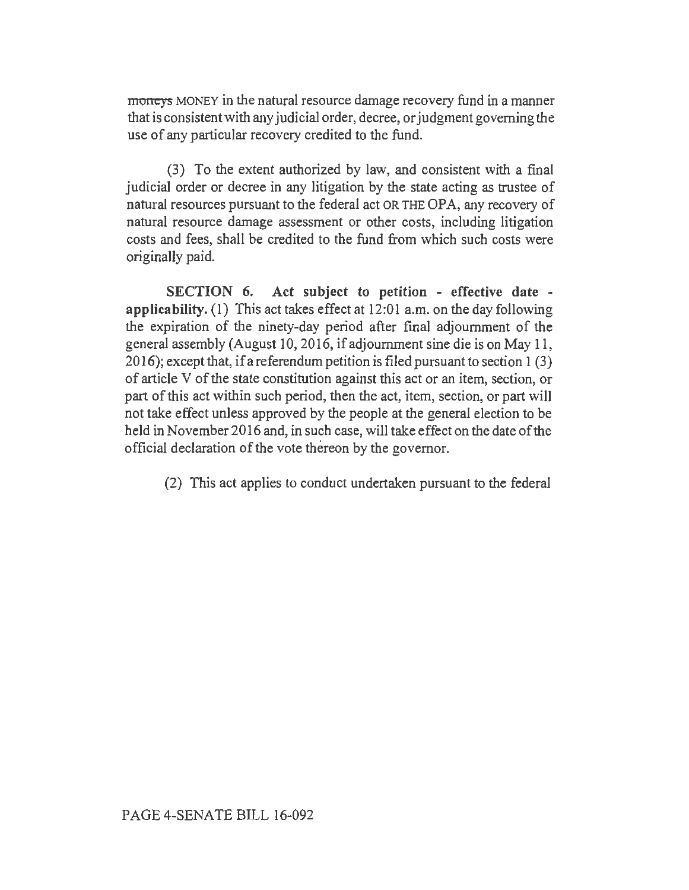~~moneys~~ MONEY in the natural resource damage recovery fund in a manner that is consistent with any judicial order, decree, or judgment governing the use of any particular recovery credited to the fund.

(3) To the extent authorized by law, and consistent with a final judicial order or decree in any litigation by the state acting as trustee of natural resources pursuant to the federal act OR THE OPA, any recovery of natural resource damage assessment or other costs, including litigation costs and fees, shall be credited to the fund from which such costs were originally paid.

**SECTION 6. Act subject to petition - effective date - applicability.** (1) This act takes effect at 12:01 a.m. on the day following the expiration of the ninety-day period after final adjournment of the general assembly (August 10, 2016, if adjournment sine die is on May 11, 2016); except that, if a referendum petition is filed pursuant to section 1 (3) of article V of the state constitution against this act or an item, section, or part of this act within such period, then the act, item, section, or part will not take effect unless approved by the people at the general election to be held in November 2016 and, in such case, will take effect on the date of the official declaration of the vote thereon by the governor.

(2) This act applies to conduct undertaken pursuant to the federal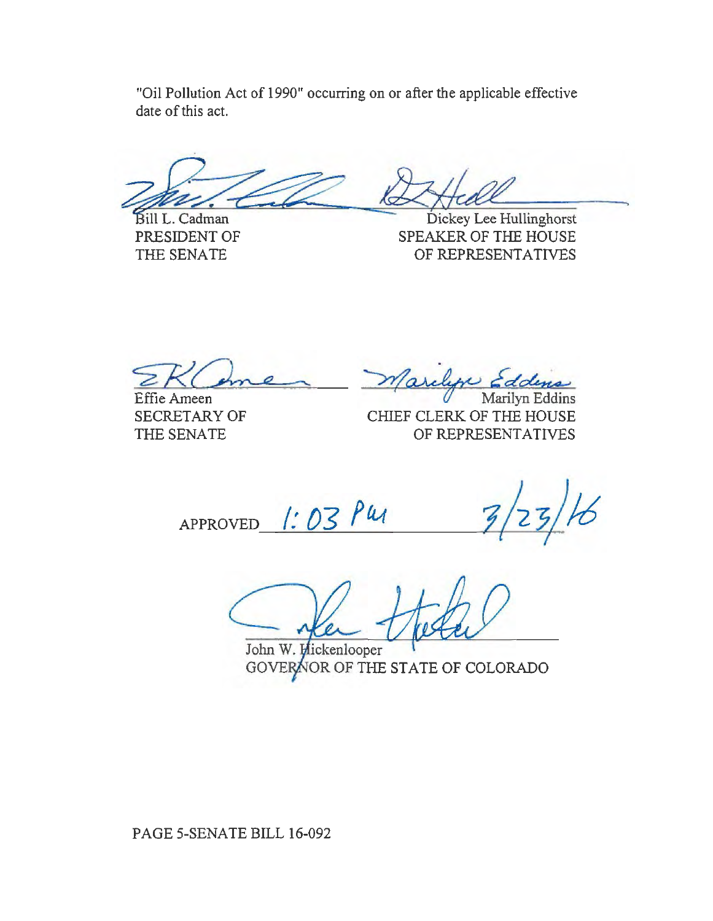"Oil Pollution Act of 1990" occurring on or after the applicable effective date of this act.

| | |
|---|---|
| Bill L. Cadman | Dickey Lee Hullinghorst |
| PRESIDENT OF THE SENATE | SPEAKER OF THE HOUSE OF REPRESENTATIVES |

| | |
|---|---|
| Effie Ameen | Marilyn Eddins |
| SECRETARY OF THE SENATE | CHIEF CLERK OF THE HOUSE OF REPRESENTATIVES |

APPROVED 1:03 PM 3/23/16

John W. Hickenlooper
GOVERNOR OF THE STATE OF COLORADO

PAGE 5-SENATE BILL 16-092